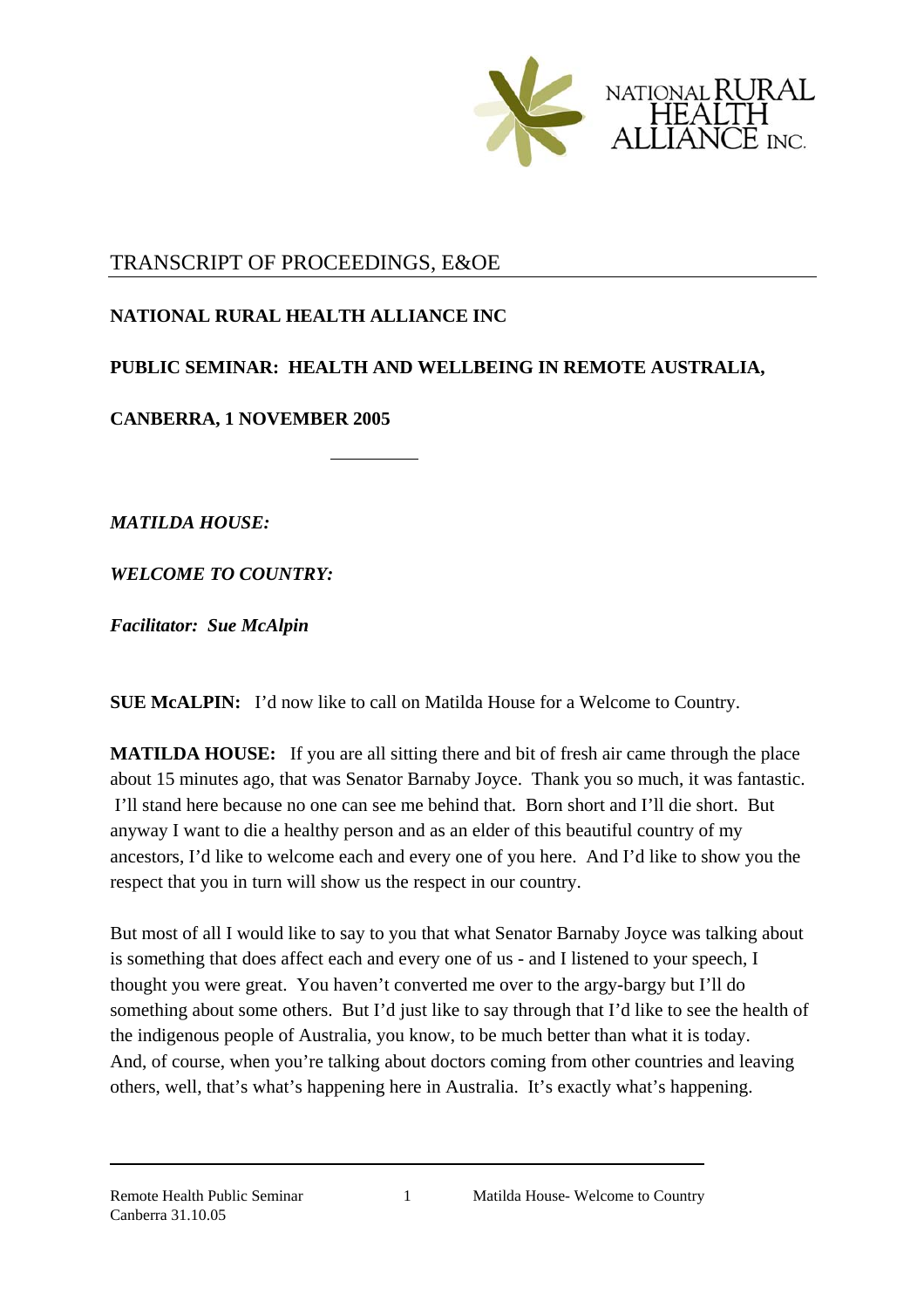NATIONAL RURAL HEALTH ALLIANCE INC.

# TRANSCRIPT OF PROCEEDINGS, E&OE

**NATIONAL RURAL HEALTH ALLIANCE INC**

**PUBLIC SEMINAR: HEALTH AND WELLBEING IN REMOTE AUSTRALIA,**

**CANBERRA, 1 NOVEMBER 2005**

---

***MATILDA HOUSE:***

***WELCOME TO COUNTRY:***

***Facilitator: Sue McAlpin***

**SUE McALPIN:** I'd now like to call on Matilda House for a Welcome to Country.

**MATILDA HOUSE:** If you are all sitting there and bit of fresh air came through the place about 15 minutes ago, that was Senator Barnaby Joyce. Thank you so much, it was fantastic. I'll stand here because no one can see me behind that. Born short and I'll die short. But anyway I want to die a healthy person and as an elder of this beautiful country of my ancestors, I'd like to welcome each and every one of you here. And I'd like to show you the respect that you in turn will show us the respect in our country.

But most of all I would like to say to you that what Senator Barnaby Joyce was talking about is something that does affect each and every one of us - and I listened to your speech, I thought you were great. You haven't converted me over to the argy-bargy but I'll do something about some others. But I'd just like to say through that I'd like to see the health of the indigenous people of Australia, you know, to be much better than what it is today. And, of course, when you're talking about doctors coming from other countries and leaving others, well, that's what's happening here in Australia. It's exactly what's happening.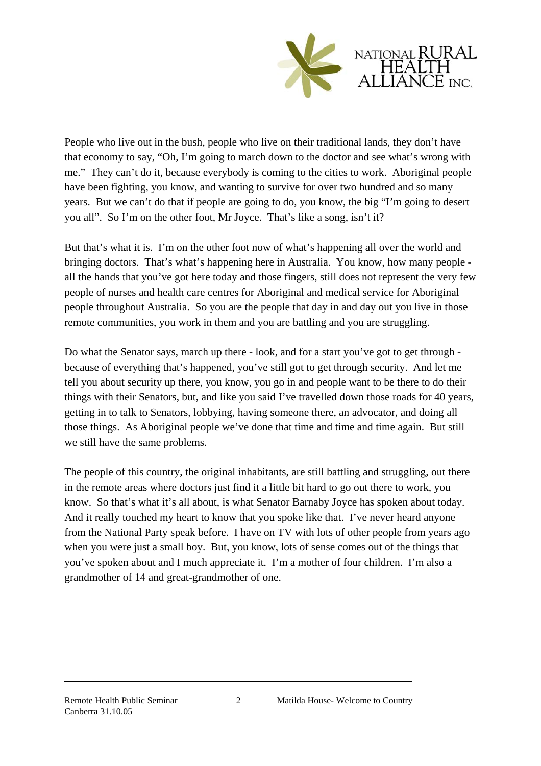People who live out in the bush, people who live on their traditional lands, they don't have that economy to say, "Oh, I'm going to march down to the doctor and see what's wrong with me." They can't do it, because everybody is coming to the cities to work. Aboriginal people have been fighting, you know, and wanting to survive for over two hundred and so many years. But we can't do that if people are going to do, you know, the big "I'm going to desert you all". So I'm on the other foot, Mr Joyce. That's like a song, isn't it?

But that's what it is. I'm on the other foot now of what's happening all over the world and bringing doctors. That's what's happening here in Australia. You know, how many people - all the hands that you've got here today and those fingers, still does not represent the very few people of nurses and health care centres for Aboriginal and medical service for Aboriginal people throughout Australia. So you are the people that day in and day out you live in those remote communities, you work in them and you are battling and you are struggling.

Do what the Senator says, march up there - look, and for a start you've got to get through - because of everything that's happened, you've still got to get through security. And let me tell you about security up there, you know, you go in and people want to be there to do their things with their Senators, but, and like you said I've travelled down those roads for 40 years, getting in to talk to Senators, lobbying, having someone there, an advocator, and doing all those things. As Aboriginal people we've done that time and time and time again. But still we still have the same problems.

The people of this country, the original inhabitants, are still battling and struggling, out there in the remote areas where doctors just find it a little bit hard to go out there to work, you know. So that's what it's all about, is what Senator Barnaby Joyce has spoken about today. And it really touched my heart to know that you spoke like that. I've never heard anyone from the National Party speak before. I have on TV with lots of other people from years ago when you were just a small boy. But, you know, lots of sense comes out of the things that you've spoken about and I much appreciate it. I'm a mother of four children. I'm also a grandmother of 14 and great-grandmother of one.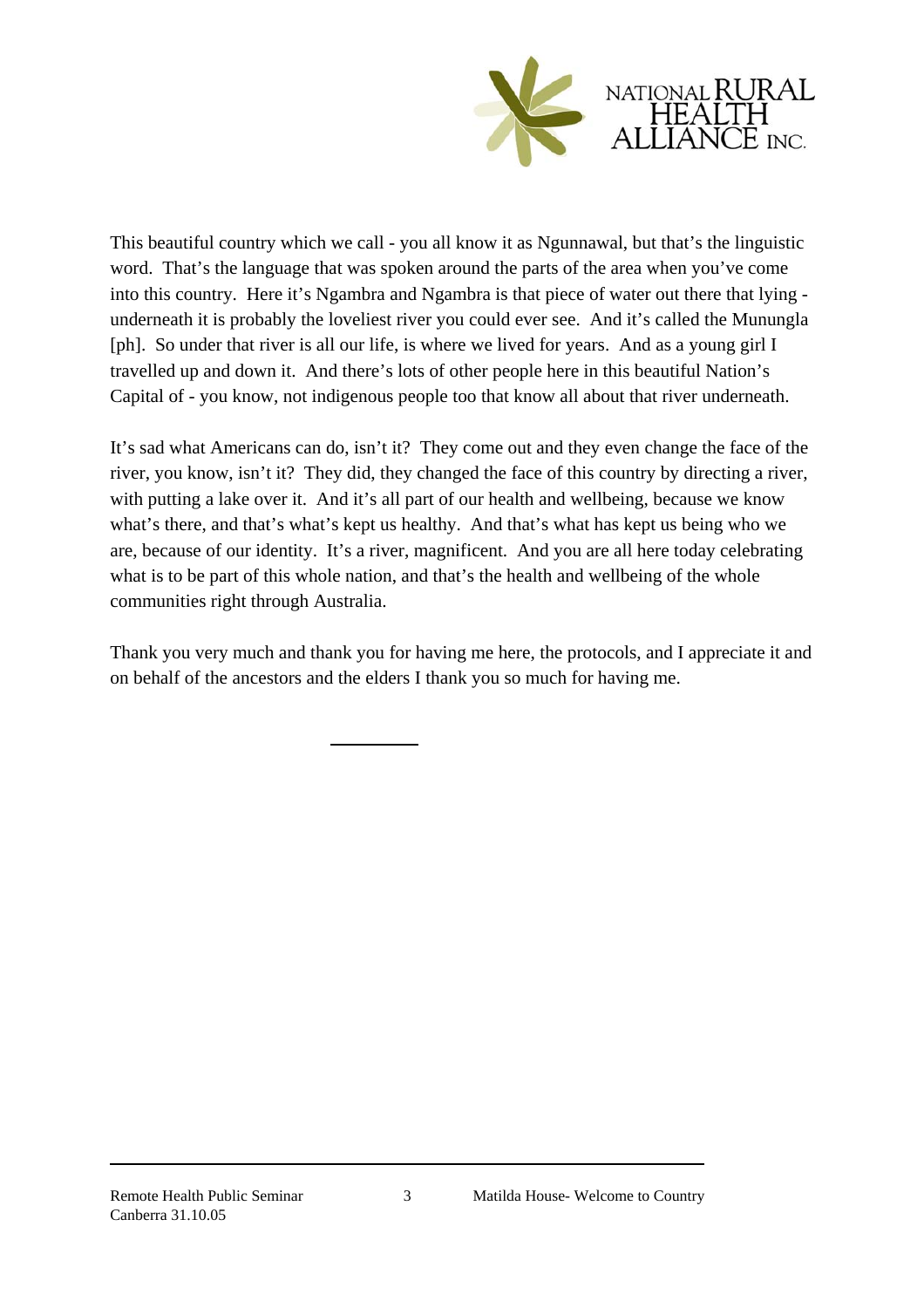This beautiful country which we call - you all know it as Ngunnawal, but that's the linguistic word. That's the language that was spoken around the parts of the area when you've come into this country. Here it's Ngambra and Ngambra is that piece of water out there that lying - underneath it is probably the loveliest river you could ever see. And it's called the Munungla [ph]. So under that river is all our life, is where we lived for years. And as a young girl I travelled up and down it. And there's lots of other people here in this beautiful Nation's Capital of - you know, not indigenous people too that know all about that river underneath.

It's sad what Americans can do, isn't it? They come out and they even change the face of the river, you know, isn't it? They did, they changed the face of this country by directing a river, with putting a lake over it. And it's all part of our health and wellbeing, because we know what's there, and that's what's kept us healthy. And that's what has kept us being who we are, because of our identity. It's a river, magnificent. And you are all here today celebrating what is to be part of this whole nation, and that's the health and wellbeing of the whole communities right through Australia.

Thank you very much and thank you for having me here, the protocols, and I appreciate it and on behalf of the ancestors and the elders I thank you so much for having me.

---